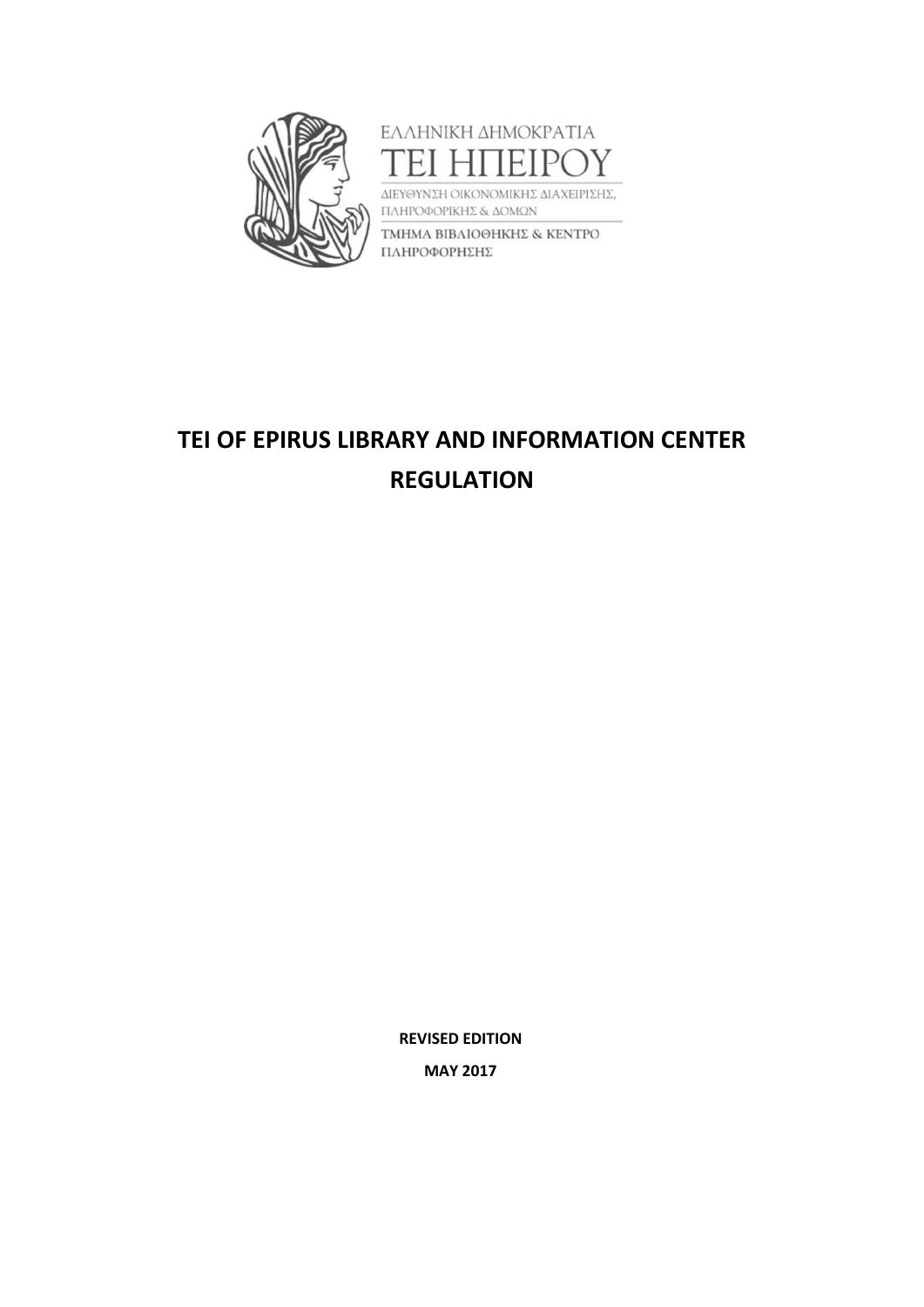ΕΛΛΗΝΙΚΗ ΔΗΜΟΚΡΑΤΙΑ

ΤΕΙ ΗΠΕΙΡΟΥ

ΔΙΕΥΘΥΝΣΗ ΟΙΚΟΝΟΜΙΚΗΣ ΔΙΑΧΕΙΡΙΣΗΣ, ΠΛΗΡΟΦΟΡΙΚΗΣ & ΔΟΜΩΝ

ΤΜΗΜΑ ΒΙΒΛΙΟΘΗΚΗΣ & ΚΕΝΤΡΟ ΠΛΗΡΟΦΟΡΗΣΗΣ

# TEI OF EPIRUS LIBRARY AND INFORMATION CENTER REGULATION

**REVISED EDITION**

**MAY 2017**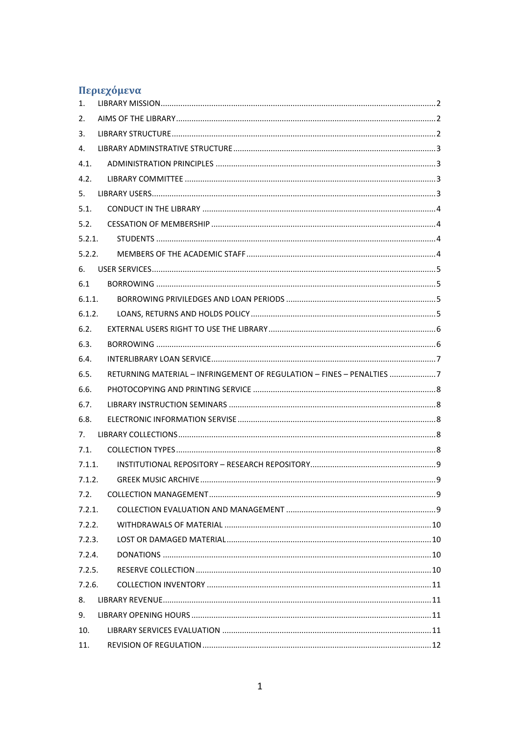## Περιεχόμενα

1. LIBRARY MISSION .......... 2
2. AIMS OF THE LIBRARY .......... 2
3. LIBRARY STRUCTURE .......... 2
4. LIBRARY ADMINSTRATIVE STRUCTURE .......... 3
   - 4.1. ADMINISTRATION PRINCIPLES .......... 3
   - 4.2. LIBRARY COMMITTEE .......... 3
5. LIBRARY USERS .......... 3
   - 5.1. CONDUCT IN THE LIBRARY .......... 4
   - 5.2. CESSATION OF MEMBERSHIP .......... 4
     - 5.2.1. STUDENTS .......... 4
     - 5.2.2. MEMBERS OF THE ACADEMIC STAFF .......... 4
6. USER SERVICES .......... 5
   - 6.1 BORROWING .......... 5
     - 6.1.1. BORROWING PRIVILEDGES AND LOAN PERIODS .......... 5
     - 6.1.2. LOANS, RETURNS AND HOLDS POLICY .......... 5
   - 6.2. EXTERNAL USERS RIGHT TO USE THE LIBRARY .......... 6
   - 6.3. BORROWING .......... 6
   - 6.4. INTERLIBRARY LOAN SERVICE .......... 7
   - 6.5. RETURNING MATERIAL – INFRINGEMENT OF REGULATION – FINES – PENALTIES .......... 7
   - 6.6. PHOTOCOPYING AND PRINTING SERVICE .......... 8
   - 6.7. LIBRARY INSTRUCTION SEMINARS .......... 8
   - 6.8. ELECTRONIC INFORMATION SERVISE .......... 8
7. LIBRARY COLLECTIONS .......... 8
   - 7.1. COLLECTION TYPES .......... 8
     - 7.1.1. INSTITUTIONAL REPOSITORY – RESEARCH REPOSITORY .......... 9
     - 7.1.2. GREEK MUSIC ARCHIVE .......... 9
   - 7.2. COLLECTION MANAGEMENT .......... 9
     - 7.2.1. COLLECTION EVALUATION AND MANAGEMENT .......... 9
     - 7.2.2. WITHDRAWALS OF MATERIAL .......... 10
     - 7.2.3. LOST OR DAMAGED MATERIAL .......... 10
     - 7.2.4. DONATIONS .......... 10
     - 7.2.5. RESERVE COLLECTION .......... 10
     - 7.2.6. COLLECTION INVENTORY .......... 11
8. LIBRARY REVENUE .......... 11
9. LIBRARY OPENING HOURS .......... 11
10. LIBRARY SERVICES EVALUATION .......... 11
11. REVISION OF REGULATION .......... 12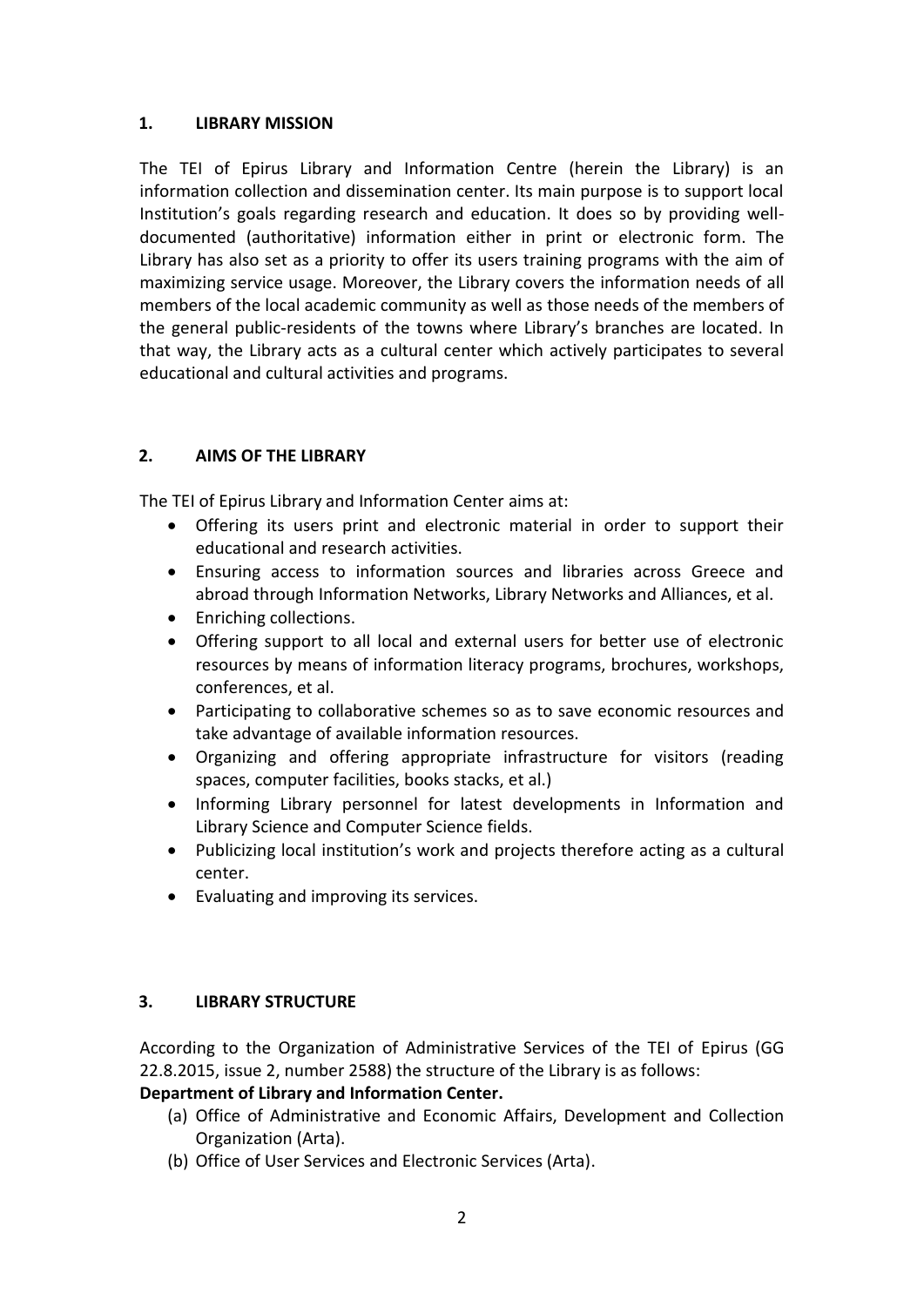## 1. LIBRARY MISSION

The TEI of Epirus Library and Information Centre (herein the Library) is an information collection and dissemination center. Its main purpose is to support local Institution's goals regarding research and education. It does so by providing well-documented (authoritative) information either in print or electronic form. The Library has also set as a priority to offer its users training programs with the aim of maximizing service usage. Moreover, the Library covers the information needs of all members of the local academic community as well as those needs of the members of the general public-residents of the towns where Library's branches are located. In that way, the Library acts as a cultural center which actively participates to several educational and cultural activities and programs.

## 2. AIMS OF THE LIBRARY

The TEI of Epirus Library and Information Center aims at:

- Offering its users print and electronic material in order to support their educational and research activities.
- Ensuring access to information sources and libraries across Greece and abroad through Information Networks, Library Networks and Alliances, et al.
- Enriching collections.
- Offering support to all local and external users for better use of electronic resources by means of information literacy programs, brochures, workshops, conferences, et al.
- Participating to collaborative schemes so as to save economic resources and take advantage of available information resources.
- Organizing and offering appropriate infrastructure for visitors (reading spaces, computer facilities, books stacks, et al.)
- Informing Library personnel for latest developments in Information and Library Science and Computer Science fields.
- Publicizing local institution's work and projects therefore acting as a cultural center.
- Evaluating and improving its services.

## 3. LIBRARY STRUCTURE

According to the Organization of Administrative Services of the TEI of Epirus (GG 22.8.2015, issue 2, number 2588) the structure of the Library is as follows:

**Department of Library and Information Center.**

(a) Office of Administrative and Economic Affairs, Development and Collection Organization (Arta).

(b) Office of User Services and Electronic Services (Arta).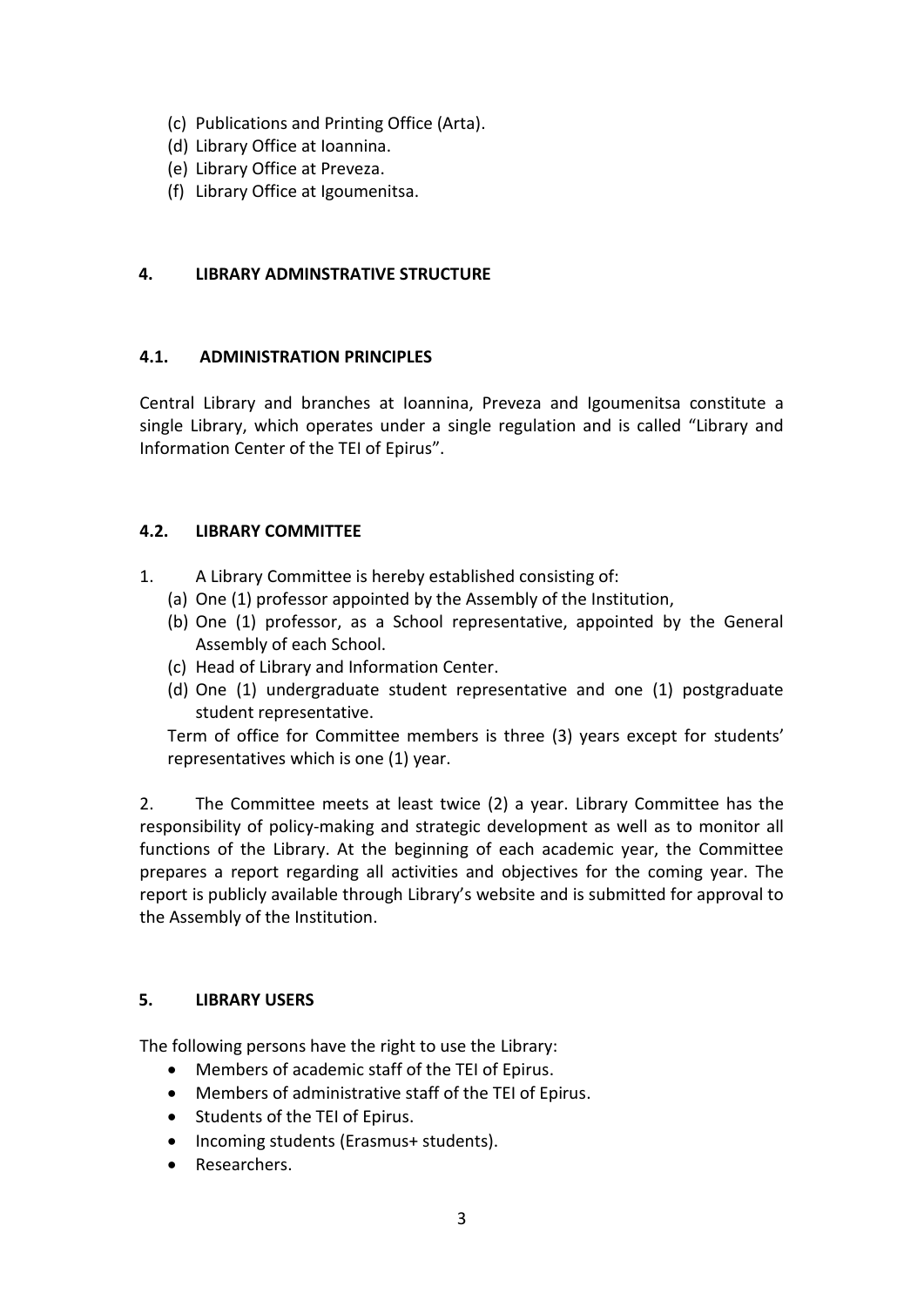(c) Publications and Printing Office (Arta).
(d) Library Office at Ioannina.
(e) Library Office at Preveza.
(f) Library Office at Igoumenitsa.

## 4. LIBRARY ADMINSTRATIVE STRUCTURE

### 4.1. ADMINISTRATION PRINCIPLES

Central Library and branches at Ioannina, Preveza and Igoumenitsa constitute a single Library, which operates under a single regulation and is called "Library and Information Center of the TEI of Epirus".

### 4.2. LIBRARY COMMITTEE

1. A Library Committee is hereby established consisting of:
   (a) One (1) professor appointed by the Assembly of the Institution,
   (b) One (1) professor, as a School representative, appointed by the General Assembly of each School.
   (c) Head of Library and Information Center.
   (d) One (1) undergraduate student representative and one (1) postgraduate student representative.

   Term of office for Committee members is three (3) years except for students' representatives which is one (1) year.

2. The Committee meets at least twice (2) a year. Library Committee has the responsibility of policy-making and strategic development as well as to monitor all functions of the Library. At the beginning of each academic year, the Committee prepares a report regarding all activities and objectives for the coming year. The report is publicly available through Library's website and is submitted for approval to the Assembly of the Institution.

## 5. LIBRARY USERS

The following persons have the right to use the Library:

- Members of academic staff of the TEI of Epirus.
- Members of administrative staff of the TEI of Epirus.
- Students of the TEI of Epirus.
- Incoming students (Erasmus+ students).
- Researchers.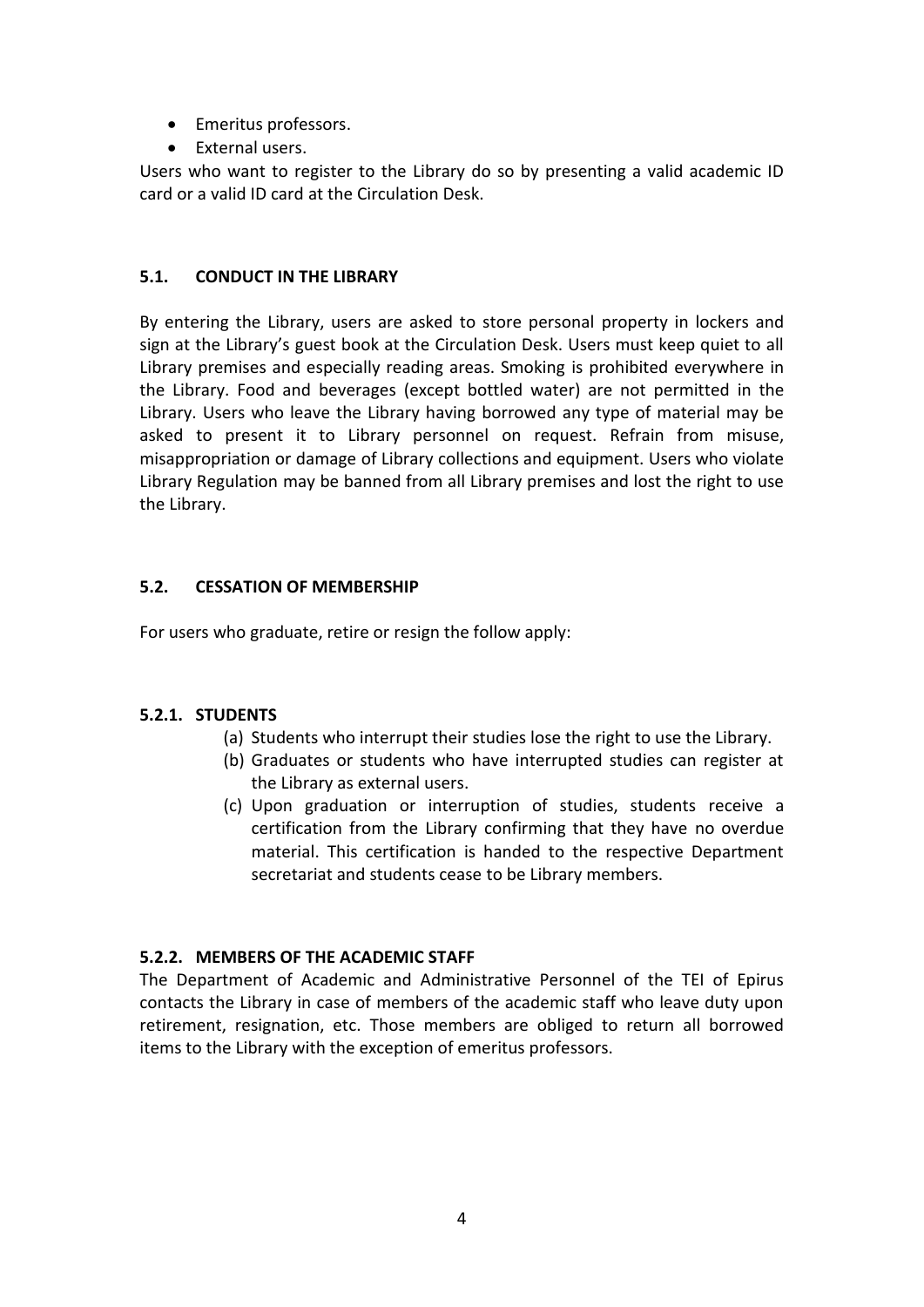- Emeritus professors.
- External users.

Users who want to register to the Library do so by presenting a valid academic ID card or a valid ID card at the Circulation Desk.

### 5.1. CONDUCT IN THE LIBRARY

By entering the Library, users are asked to store personal property in lockers and sign at the Library's guest book at the Circulation Desk. Users must keep quiet to all Library premises and especially reading areas. Smoking is prohibited everywhere in the Library. Food and beverages (except bottled water) are not permitted in the Library. Users who leave the Library having borrowed any type of material may be asked to present it to Library personnel on request. Refrain from misuse, misappropriation or damage of Library collections and equipment. Users who violate Library Regulation may be banned from all Library premises and lost the right to use the Library.

### 5.2. CESSATION OF MEMBERSHIP

For users who graduate, retire or resign the follow apply:

#### 5.2.1. STUDENTS

(a) Students who interrupt their studies lose the right to use the Library.
(b) Graduates or students who have interrupted studies can register at the Library as external users.
(c) Upon graduation or interruption of studies, students receive a certification from the Library confirming that they have no overdue material. This certification is handed to the respective Department secretariat and students cease to be Library members.

#### 5.2.2. MEMBERS OF THE ACADEMIC STAFF

The Department of Academic and Administrative Personnel of the TEI of Epirus contacts the Library in case of members of the academic staff who leave duty upon retirement, resignation, etc. Those members are obliged to return all borrowed items to the Library with the exception of emeritus professors.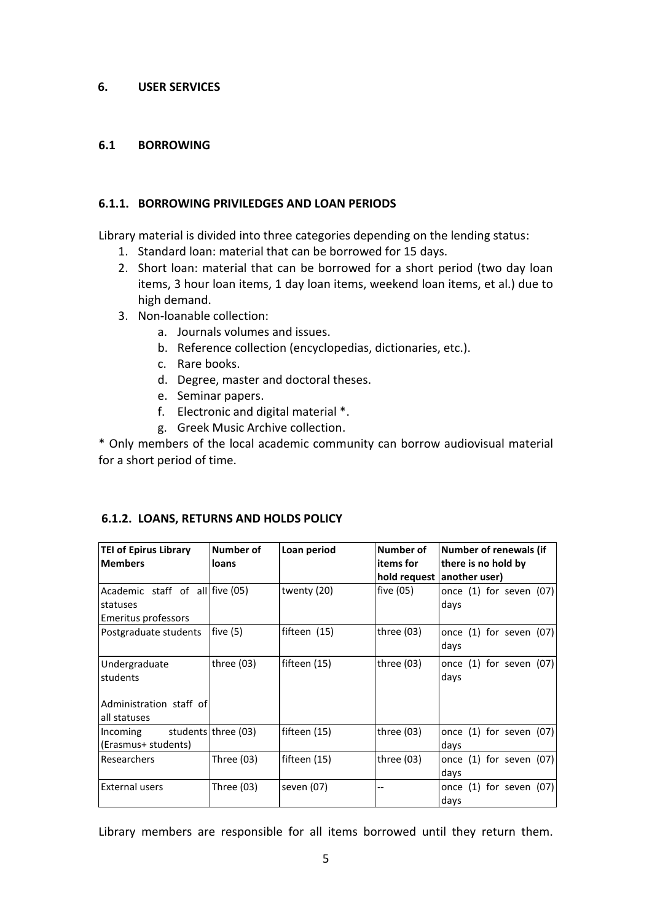## 6. USER SERVICES

### 6.1 BORROWING

#### 6.1.1. BORROWING PRIVILEDGES AND LOAN PERIODS

Library material is divided into three categories depending on the lending status:

1. Standard loan: material that can be borrowed for 15 days.
2. Short loan: material that can be borrowed for a short period (two day loan items, 3 hour loan items, 1 day loan items, weekend loan items, et al.) due to high demand.
3. Non-loanable collection:
    a. Journals volumes and issues.
    b. Reference collection (encyclopedias, dictionaries, etc.).
    c. Rare books.
    d. Degree, master and doctoral theses.
    e. Seminar papers.
    f. Electronic and digital material *.
    g. Greek Music Archive collection.

* Only members of the local academic community can borrow audiovisual material for a short period of time.

#### 6.1.2. LOANS, RETURNS AND HOLDS POLICY

| TEI of Epirus Library Members | Number of loans | Loan period | Number of items for hold request | Number of renewals (if there is no hold by another user) |
|---|---|---|---|---|
| Academic staff of all statuses<br>Emeritus professors | five (05) | twenty (20) | five (05) | once (1) for seven (07) days |
| Postgraduate students | five (5) | fifteen (15) | three (03) | once (1) for seven (07) days |
| Undergraduate students<br><br>Administration staff of all statuses | three (03) | fifteen (15) | three (03) | once (1) for seven (07) days |
| Incoming students (Erasmus+ students) | three (03) | fifteen (15) | three (03) | once (1) for seven (07) days |
| Researchers | Three (03) | fifteen (15) | three (03) | once (1) for seven (07) days |
| External users | Three (03) | seven (07) | -- | once (1) for seven (07) days |

Library members are responsible for all items borrowed until they return them.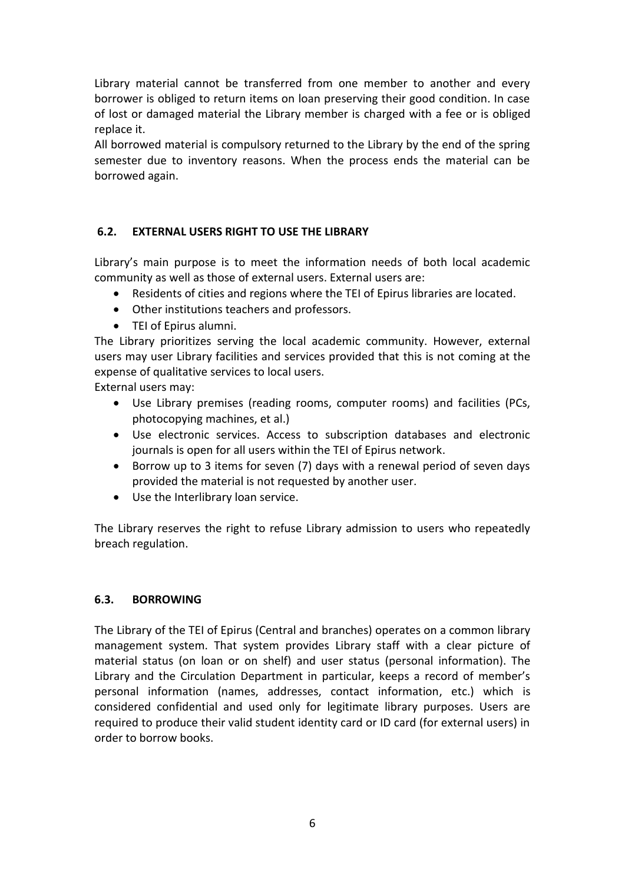Library material cannot be transferred from one member to another and every borrower is obliged to return items on loan preserving their good condition. In case of lost or damaged material the Library member is charged with a fee or is obliged replace it.
All borrowed material is compulsory returned to the Library by the end of the spring semester due to inventory reasons. When the process ends the material can be borrowed again.

### 6.2. EXTERNAL USERS RIGHT TO USE THE LIBRARY

Library's main purpose is to meet the information needs of both local academic community as well as those of external users. External users are:

- Residents of cities and regions where the TEI of Epirus libraries are located.
- Other institutions teachers and professors.
- TEI of Epirus alumni.

The Library prioritizes serving the local academic community. However, external users may user Library facilities and services provided that this is not coming at the expense of qualitative services to local users.
External users may:

- Use Library premises (reading rooms, computer rooms) and facilities (PCs, photocopying machines, et al.)
- Use electronic services. Access to subscription databases and electronic journals is open for all users within the TEI of Epirus network.
- Borrow up to 3 items for seven (7) days with a renewal period of seven days provided the material is not requested by another user.
- Use the Interlibrary loan service.

The Library reserves the right to refuse Library admission to users who repeatedly breach regulation.

### 6.3. BORROWING

The Library of the TEI of Epirus (Central and branches) operates on a common library management system. That system provides Library staff with a clear picture of material status (on loan or on shelf) and user status (personal information). The Library and the Circulation Department in particular, keeps a record of member's personal information (names, addresses, contact information, etc.) which is considered confidential and used only for legitimate library purposes. Users are required to produce their valid student identity card or ID card (for external users) in order to borrow books.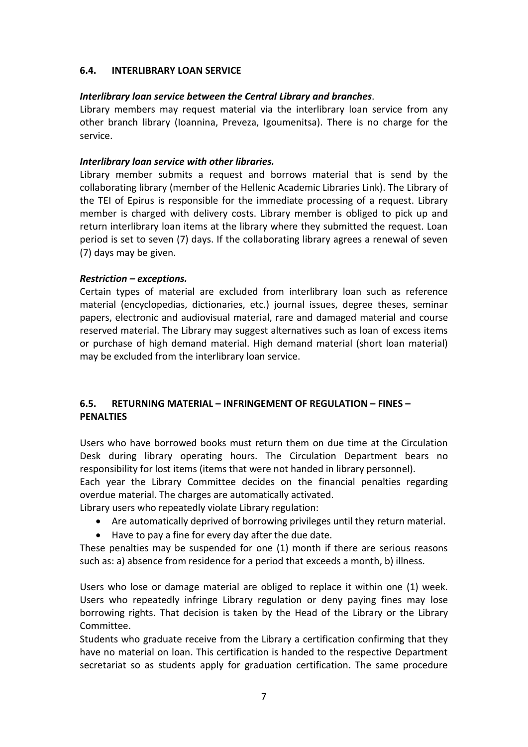### 6.4. INTERLIBRARY LOAN SERVICE

***Interlibrary loan service between the Central Library and branches***.

Library members may request material via the interlibrary loan service from any other branch library (Ioannina, Preveza, Igoumenitsa). There is no charge for the service.

***Interlibrary loan service with other libraries.***

Library member submits a request and borrows material that is send by the collaborating library (member of the Hellenic Academic Libraries Link). The Library of the TEI of Epirus is responsible for the immediate processing of a request. Library member is charged with delivery costs. Library member is obliged to pick up and return interlibrary loan items at the library where they submitted the request. Loan period is set to seven (7) days. If the collaborating library agrees a renewal of seven (7) days may be given.

***Restriction – exceptions.***

Certain types of material are excluded from interlibrary loan such as reference material (encyclopedias, dictionaries, etc.) journal issues, degree theses, seminar papers, electronic and audiovisual material, rare and damaged material and course reserved material. The Library may suggest alternatives such as loan of excess items or purchase of high demand material. High demand material (short loan material) may be excluded from the interlibrary loan service.

### 6.5. RETURNING MATERIAL – INFRINGEMENT OF REGULATION – FINES – PENALTIES

Users who have borrowed books must return them on due time at the Circulation Desk during library operating hours. The Circulation Department bears no responsibility for lost items (items that were not handed in library personnel).

Each year the Library Committee decides on the financial penalties regarding overdue material. The charges are automatically activated.

Library users who repeatedly violate Library regulation:

- Are automatically deprived of borrowing privileges until they return material.
- Have to pay a fine for every day after the due date.

These penalties may be suspended for one (1) month if there are serious reasons such as: a) absence from residence for a period that exceeds a month, b) illness.

Users who lose or damage material are obliged to replace it within one (1) week. Users who repeatedly infringe Library regulation or deny paying fines may lose borrowing rights. That decision is taken by the Head of the Library or the Library Committee.

Students who graduate receive from the Library a certification confirming that they have no material on loan. This certification is handed to the respective Department secretariat so as students apply for graduation certification. The same procedure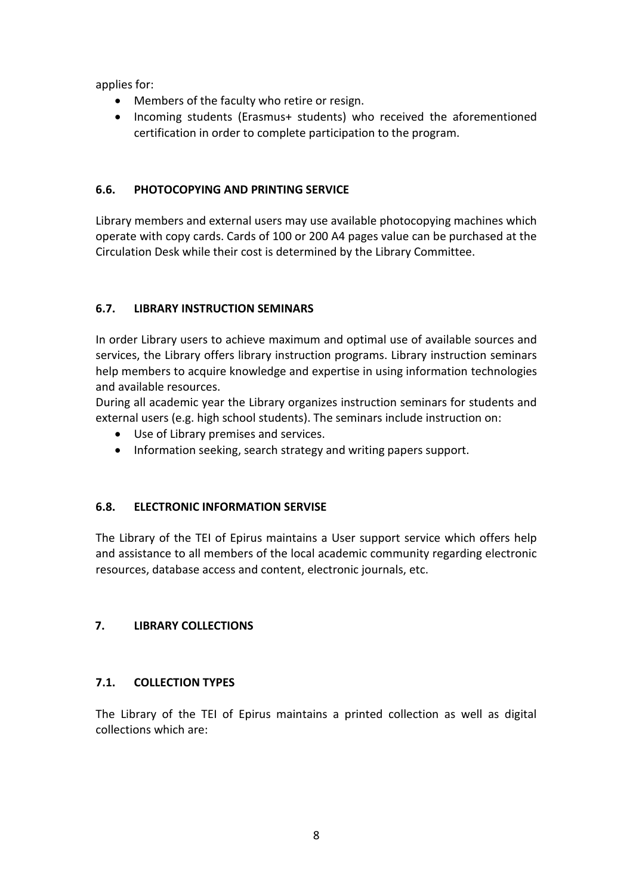applies for:

- Members of the faculty who retire or resign.
- Incoming students (Erasmus+ students) who received the aforementioned certification in order to complete participation to the program.

### 6.6. PHOTOCOPYING AND PRINTING SERVICE

Library members and external users may use available photocopying machines which operate with copy cards. Cards of 100 or 200 A4 pages value can be purchased at the Circulation Desk while their cost is determined by the Library Committee.

### 6.7. LIBRARY INSTRUCTION SEMINARS

In order Library users to achieve maximum and optimal use of available sources and services, the Library offers library instruction programs. Library instruction seminars help members to acquire knowledge and expertise in using information technologies and available resources.

During all academic year the Library organizes instruction seminars for students and external users (e.g. high school students). The seminars include instruction on:

- Use of Library premises and services.
- Information seeking, search strategy and writing papers support.

### 6.8. ELECTRONIC INFORMATION SERVISE

The Library of the TEI of Epirus maintains a User support service which offers help and assistance to all members of the local academic community regarding electronic resources, database access and content, electronic journals, etc.

## 7. LIBRARY COLLECTIONS

### 7.1. COLLECTION TYPES

The Library of the TEI of Epirus maintains a printed collection as well as digital collections which are: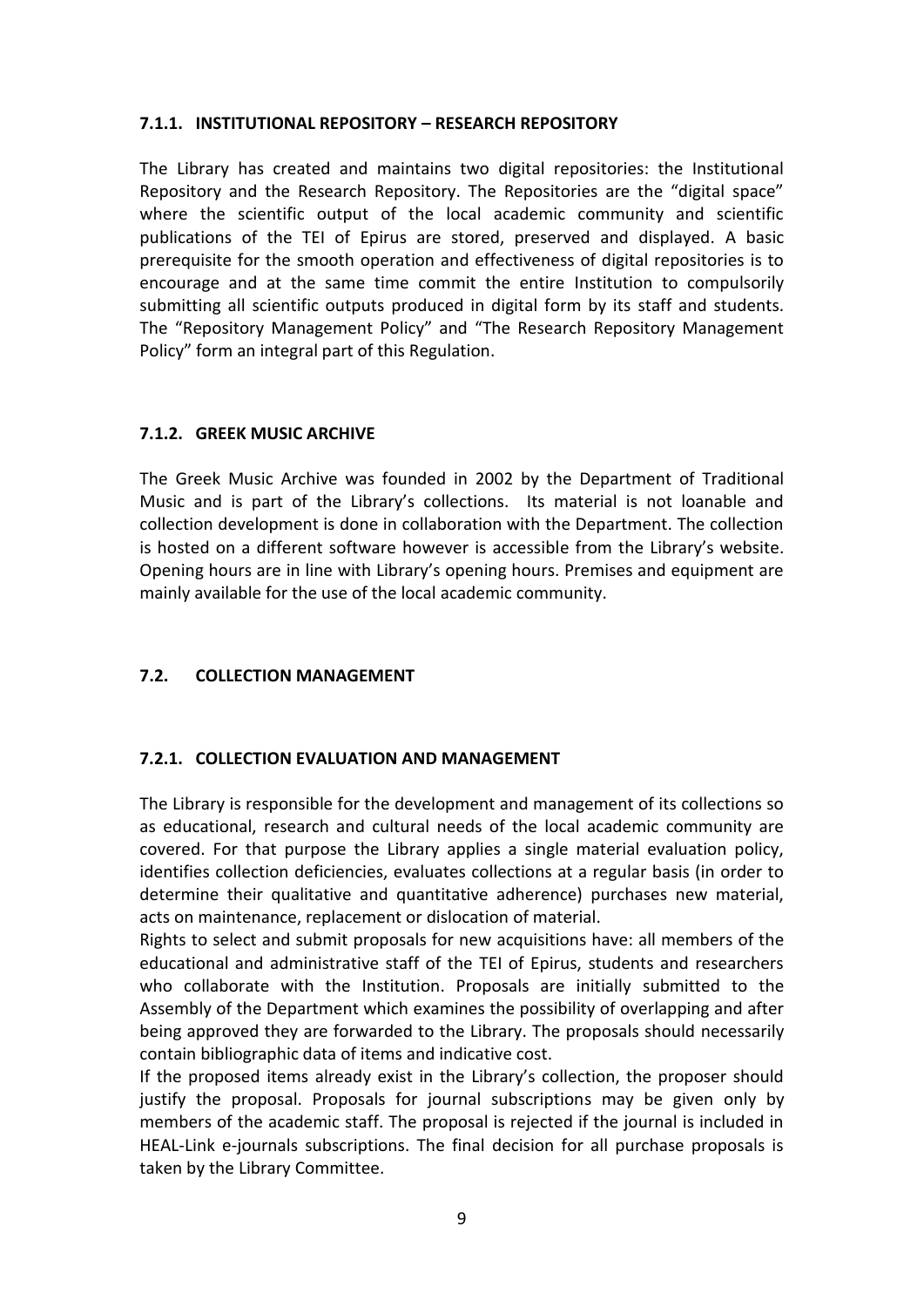#### 7.1.1. INSTITUTIONAL REPOSITORY – RESEARCH REPOSITORY

The Library has created and maintains two digital repositories: the Institutional Repository and the Research Repository. The Repositories are the "digital space" where the scientific output of the local academic community and scientific publications of the TEI of Epirus are stored, preserved and displayed. A basic prerequisite for the smooth operation and effectiveness of digital repositories is to encourage and at the same time commit the entire Institution to compulsorily submitting all scientific outputs produced in digital form by its staff and students. The "Repository Management Policy" and "The Research Repository Management Policy" form an integral part of this Regulation.

#### 7.1.2. GREEK MUSIC ARCHIVE

The Greek Music Archive was founded in 2002 by the Department of Traditional Music and is part of the Library's collections. Its material is not loanable and collection development is done in collaboration with the Department. The collection is hosted on a different software however is accessible from the Library's website. Opening hours are in line with Library's opening hours. Premises and equipment are mainly available for the use of the local academic community.

### 7.2. COLLECTION MANAGEMENT

#### 7.2.1. COLLECTION EVALUATION AND MANAGEMENT

The Library is responsible for the development and management of its collections so as educational, research and cultural needs of the local academic community are covered. For that purpose the Library applies a single material evaluation policy, identifies collection deficiencies, evaluates collections at a regular basis (in order to determine their qualitative and quantitative adherence) purchases new material, acts on maintenance, replacement or dislocation of material.

Rights to select and submit proposals for new acquisitions have: all members of the educational and administrative staff of the TEI of Epirus, students and researchers who collaborate with the Institution. Proposals are initially submitted to the Assembly of the Department which examines the possibility of overlapping and after being approved they are forwarded to the Library. The proposals should necessarily contain bibliographic data of items and indicative cost.

If the proposed items already exist in the Library's collection, the proposer should justify the proposal. Proposals for journal subscriptions may be given only by members of the academic staff. The proposal is rejected if the journal is included in HEAL-Link e-journals subscriptions. The final decision for all purchase proposals is taken by the Library Committee.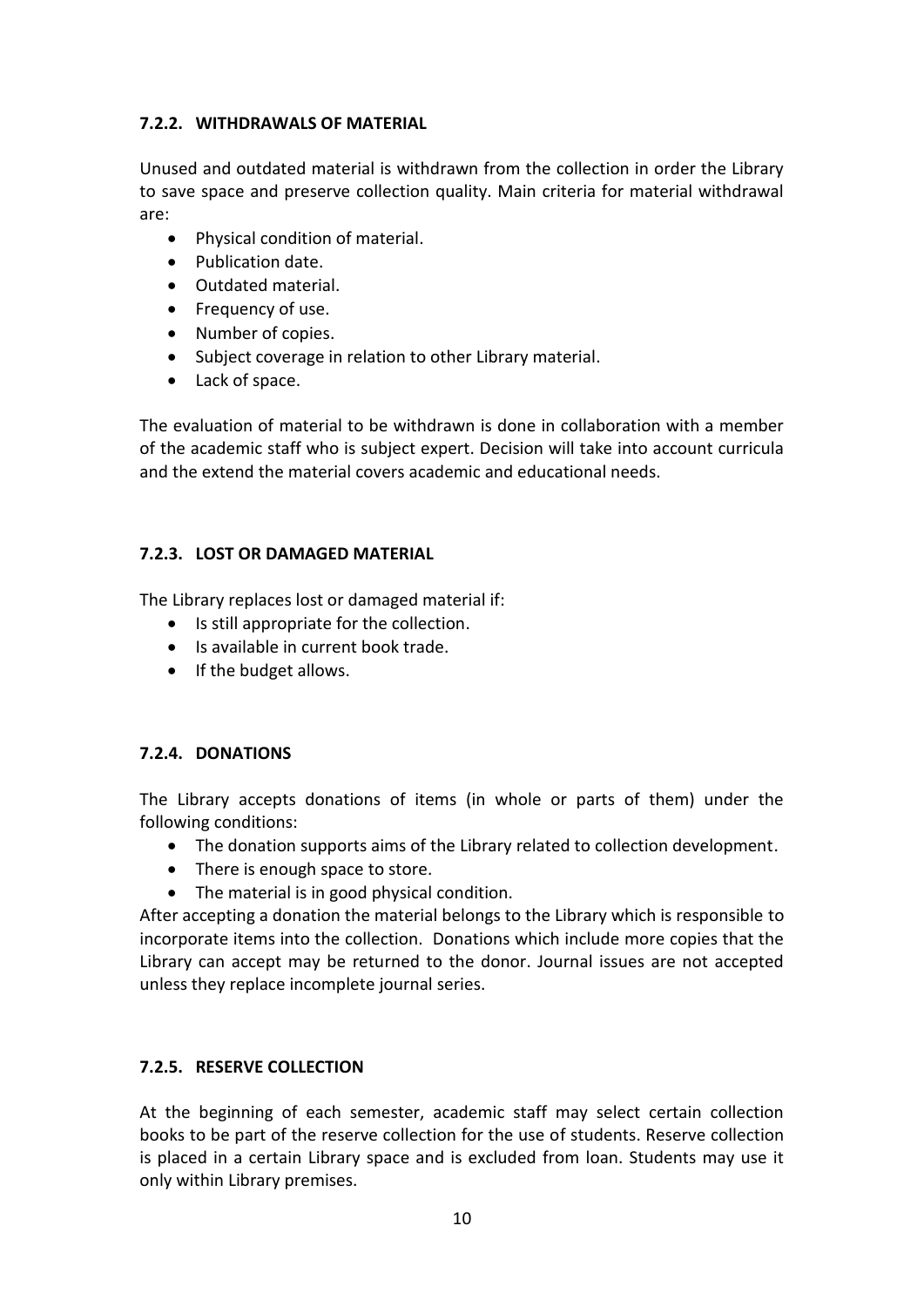#### 7.2.2. WITHDRAWALS OF MATERIAL

Unused and outdated material is withdrawn from the collection in order the Library to save space and preserve collection quality. Main criteria for material withdrawal are:

- Physical condition of material.
- Publication date.
- Outdated material.
- Frequency of use.
- Number of copies.
- Subject coverage in relation to other Library material.
- Lack of space.

The evaluation of material to be withdrawn is done in collaboration with a member of the academic staff who is subject expert. Decision will take into account curricula and the extend the material covers academic and educational needs.

#### 7.2.3. LOST OR DAMAGED MATERIAL

The Library replaces lost or damaged material if:

- Is still appropriate for the collection.
- Is available in current book trade.
- If the budget allows.

#### 7.2.4. DONATIONS

The Library accepts donations of items (in whole or parts of them) under the following conditions:

- The donation supports aims of the Library related to collection development.
- There is enough space to store.
- The material is in good physical condition.

After accepting a donation the material belongs to the Library which is responsible to incorporate items into the collection. Donations which include more copies that the Library can accept may be returned to the donor. Journal issues are not accepted unless they replace incomplete journal series.

#### 7.2.5. RESERVE COLLECTION

At the beginning of each semester, academic staff may select certain collection books to be part of the reserve collection for the use of students. Reserve collection is placed in a certain Library space and is excluded from loan. Students may use it only within Library premises.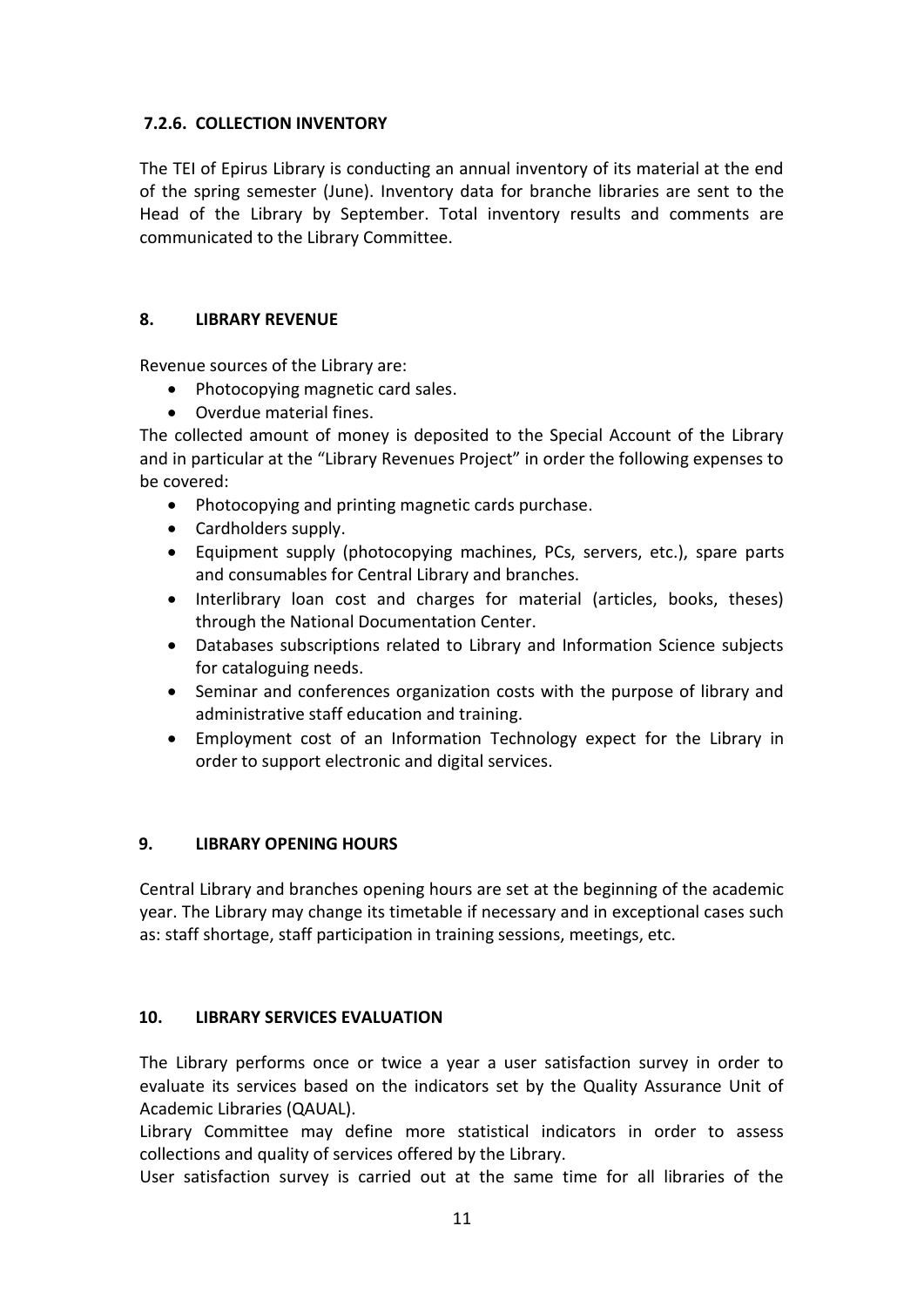### 7.2.6. COLLECTION INVENTORY

The TEI of Epirus Library is conducting an annual inventory of its material at the end of the spring semester (June). Inventory data for branche libraries are sent to the Head of the Library by September. Total inventory results and comments are communicated to the Library Committee.

## 8. LIBRARY REVENUE

Revenue sources of the Library are:

- Photocopying magnetic card sales.
- Overdue material fines.

The collected amount of money is deposited to the Special Account of the Library and in particular at the "Library Revenues Project" in order the following expenses to be covered:

- Photocopying and printing magnetic cards purchase.
- Cardholders supply.
- Equipment supply (photocopying machines, PCs, servers, etc.), spare parts and consumables for Central Library and branches.
- Interlibrary loan cost and charges for material (articles, books, theses) through the National Documentation Center.
- Databases subscriptions related to Library and Information Science subjects for cataloguing needs.
- Seminar and conferences organization costs with the purpose of library and administrative staff education and training.
- Employment cost of an Information Technology expect for the Library in order to support electronic and digital services.

## 9. LIBRARY OPENING HOURS

Central Library and branches opening hours are set at the beginning of the academic year. The Library may change its timetable if necessary and in exceptional cases such as: staff shortage, staff participation in training sessions, meetings, etc.

## 10. LIBRARY SERVICES EVALUATION

The Library performs once or twice a year a user satisfaction survey in order to evaluate its services based on the indicators set by the Quality Assurance Unit of Academic Libraries (QAUAL).

Library Committee may define more statistical indicators in order to assess collections and quality of services offered by the Library.

User satisfaction survey is carried out at the same time for all libraries of the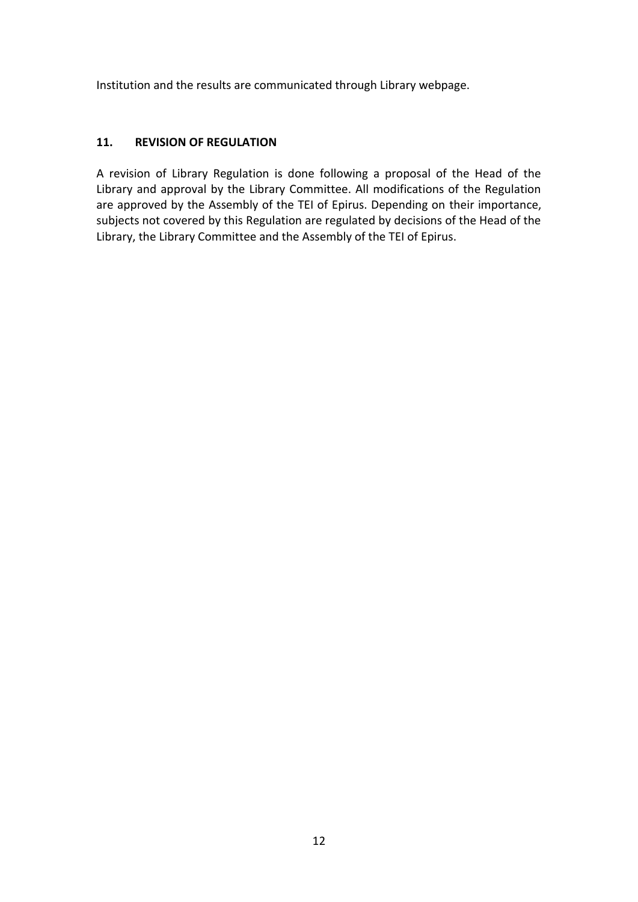Institution and the results are communicated through Library webpage.

## 11. REVISION OF REGULATION

A revision of Library Regulation is done following a proposal of the Head of the Library and approval by the Library Committee. All modifications of the Regulation are approved by the Assembly of the TEI of Epirus. Depending on their importance, subjects not covered by this Regulation are regulated by decisions of the Head of the Library, the Library Committee and the Assembly of the TEI of Epirus.